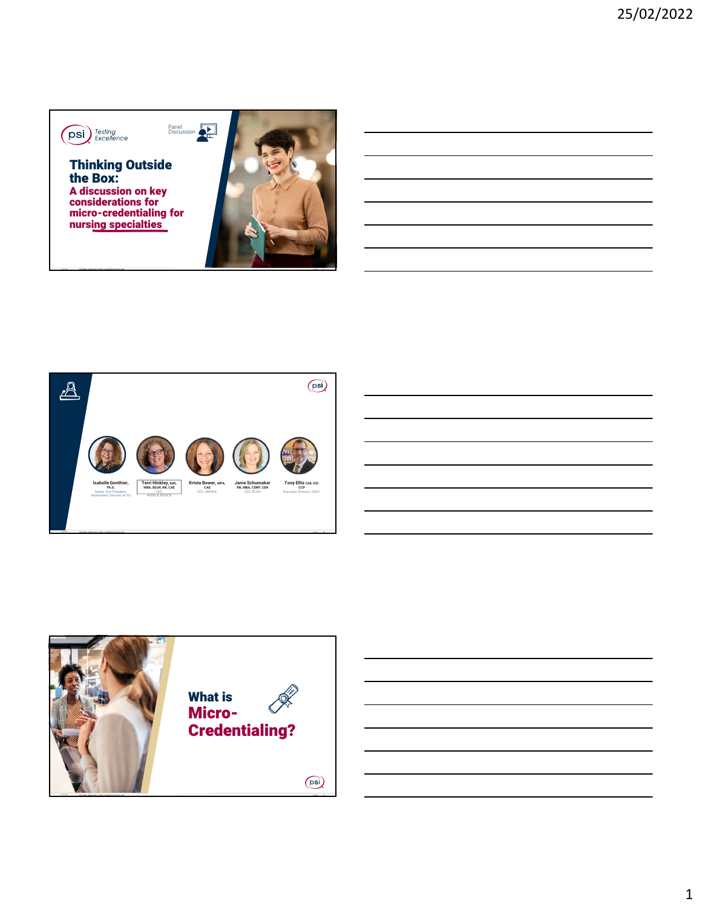psi Testing Excellence

Panel Discussion

# Thinking Outside the Box:

## A discussion on key considerations for micro-credentialing for nursing specialties

---

psi

**Isabelle Gonthier,** Ph.D.
Senior Vice President, Assessment Services at PSI

**Terri Hinkley,** EdD, MBA, BScN, RN, CAE
CEO, AMSN & MSNCB

**Krista Bower,** MPA, CAE
CEO, ABPANC

**Janie Schumaker**
RN, MBA, CENP, CEN
CEO, BCEN

**Tony Ellis** CAE, ICE-CCP
Executive Director, ONCC

---

# What is Micro-Credentialing?

psi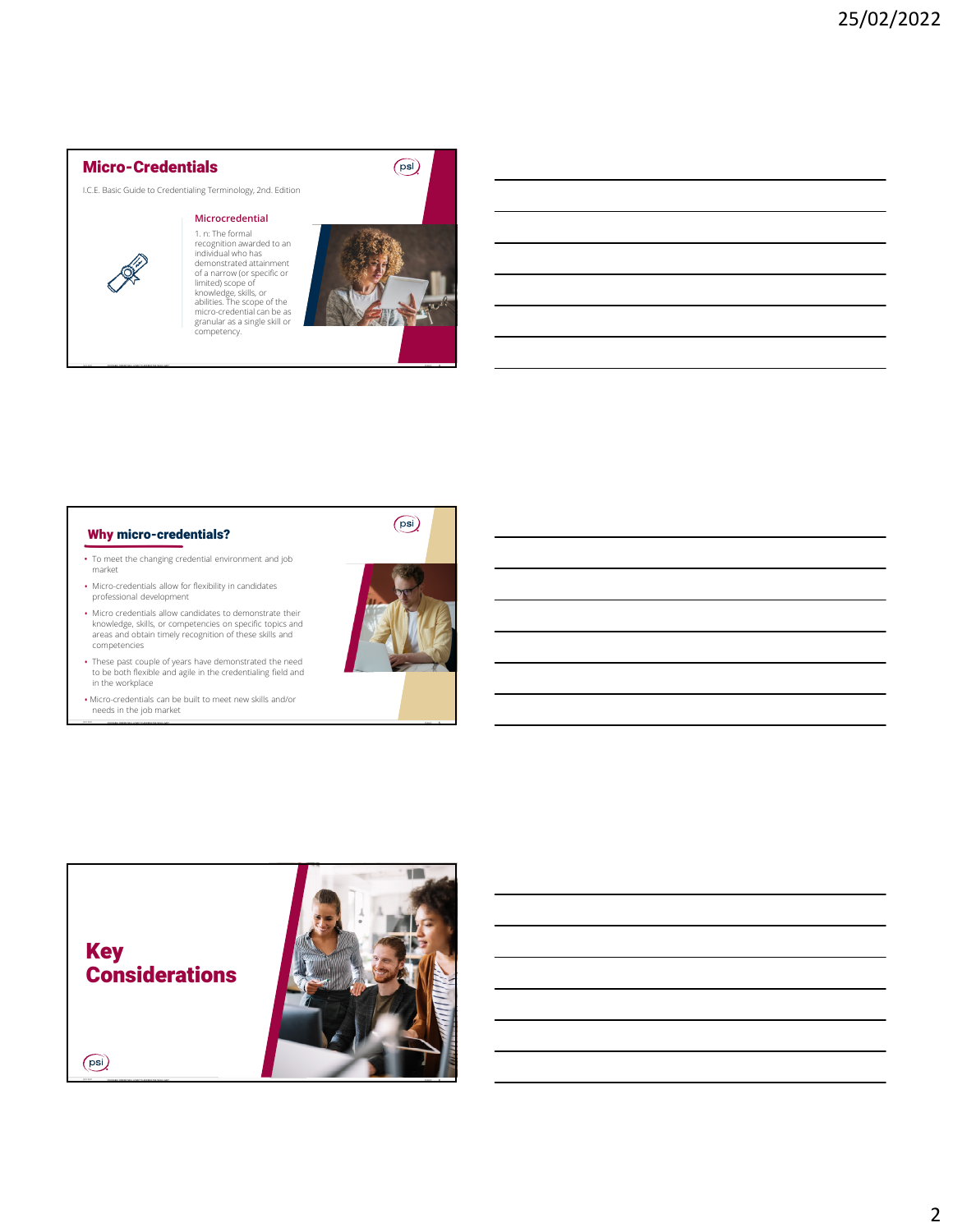## Micro-Credentials

I.C.E. Basic Guide to Credentialing Terminology, 2nd. Edition

**Microcredential**

1. n: The formal recognition awarded to an individual who has demonstrated attainment of a narrow (or specific or limited) scope of knowledge, skills, or abilities. The scope of the micro-credential can be as granular as a single skill or competency.

## Why micro-credentials?

- To meet the changing credential environment and job market
- Micro-credentials allow for flexibility in candidates professional development
- Micro credentials allow candidates to demonstrate their knowledge, skills, or competencies on specific topics and areas and obtain timely recognition of these skills and competencies
- These past couple of years have demonstrated the need to be both flexible and agile in the credentialing field and in the workplace
- Micro-credentials can be built to meet new skills and/or needs in the job market

## Key Considerations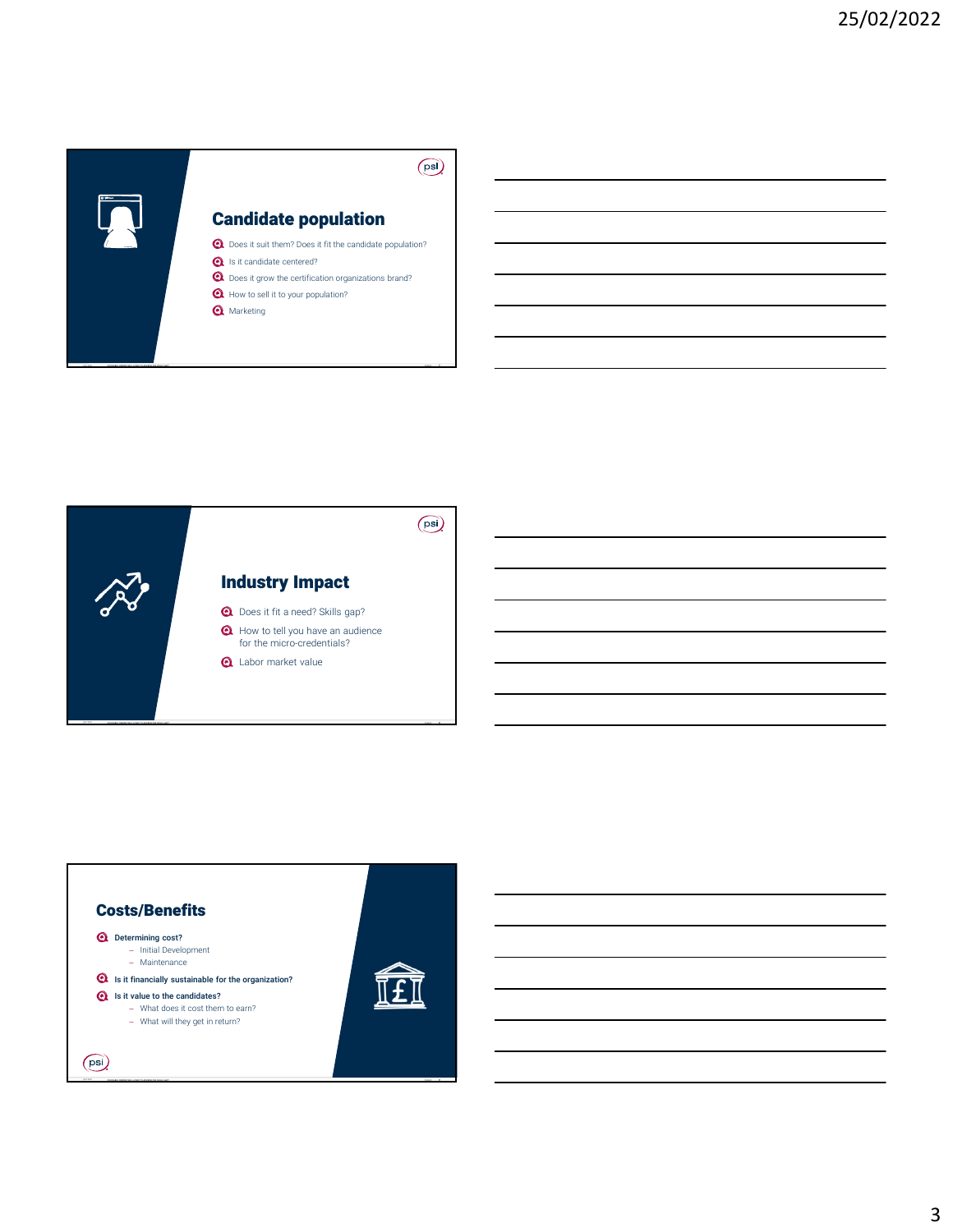## Candidate population

- Does it suit them? Does it fit the candidate population?
- Is it candidate centered?
- Does it grow the certification organizations brand?
- How to sell it to your population?
- Marketing

## Industry Impact

- Does it fit a need? Skills gap?
- How to tell you have an audience for the micro-credentials?
- Labor market value

## Costs/Benefits

- **Determining cost?**
  - Initial Development
  - Maintenance
- **Is it financially sustainable for the organization?**
- **Is it value to the candidates?**
  - What does it cost them to earn?
  - What will they get in return?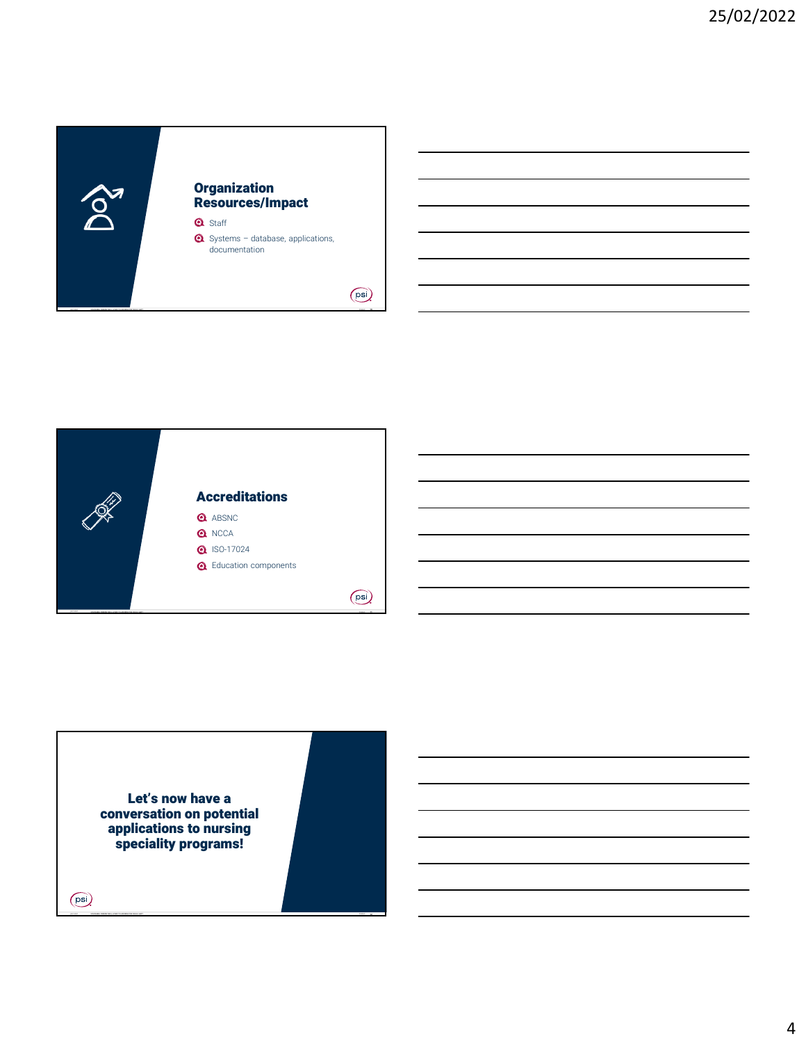## Organization Resources/Impact

- Staff
- Systems – database, applications, documentation

## Accreditations

- ABSNC
- NCCA
- ISO-17024
- Education components

**Let's now have a conversation on potential applications to nursing speciality programs!**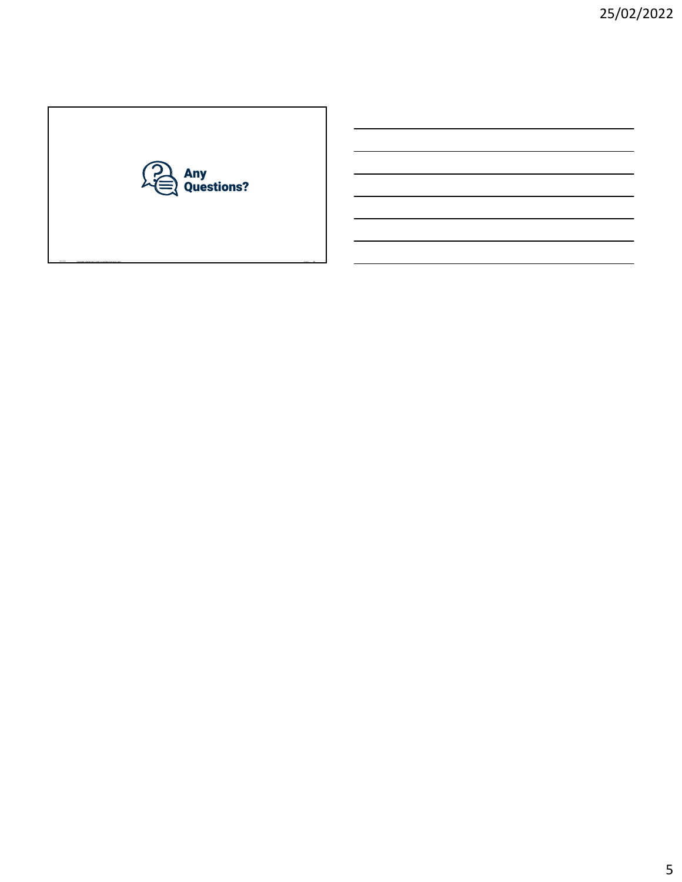Any Questions?